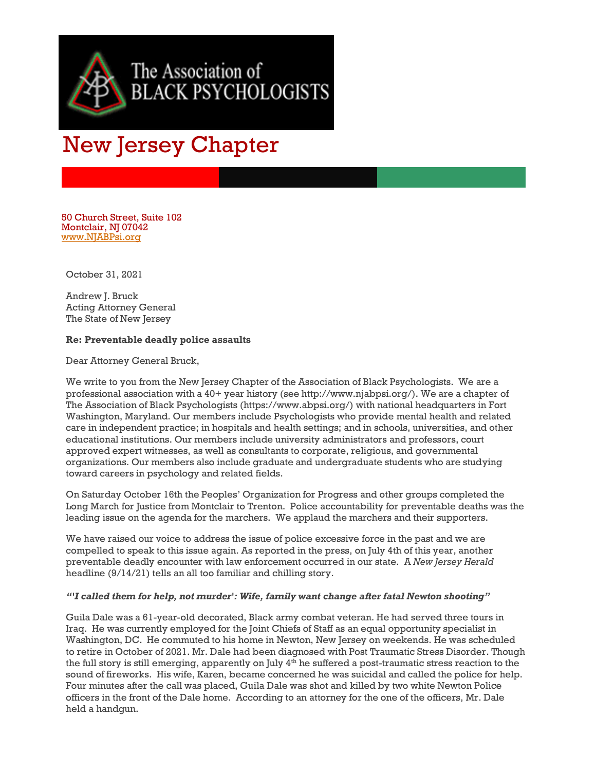The Association of BLACK PSYCHOLOGISTS

# New Jersey Chapter

50 Church Street, Suite 102
Montclair, NJ 07042
www.NJABPsi.org

October 31, 2021

Andrew J. Bruck
Acting Attorney General
The State of New Jersey

**Re: Preventable deadly police assaults**

Dear Attorney General Bruck,

We write to you from the New Jersey Chapter of the Association of Black Psychologists. We are a professional association with a 40+ year history (see http://www.njabpsi.org/). We are a chapter of The Association of Black Psychologists (https://www.abpsi.org/) with national headquarters in Fort Washington, Maryland. Our members include Psychologists who provide mental health and related care in independent practice; in hospitals and health settings; and in schools, universities, and other educational institutions. Our members include university administrators and professors, court approved expert witnesses, as well as consultants to corporate, religious, and governmental organizations. Our members also include graduate and undergraduate students who are studying toward careers in psychology and related fields.

On Saturday October 16th the Peoples' Organization for Progress and other groups completed the Long March for Justice from Montclair to Trenton. Police accountability for preventable deaths was the leading issue on the agenda for the marchers. We applaud the marchers and their supporters.

We have raised our voice to address the issue of police excessive force in the past and we are compelled to speak to this issue again. As reported in the press, on July 4th of this year, another preventable deadly encounter with law enforcement occurred in our state. A *New Jersey Herald* headline (9/14/21) tells an all too familiar and chilling story.

***"'I called them for help, not murder': Wife, family want change after fatal Newton shooting"***

Guila Dale was a 61-year-old decorated, Black army combat veteran. He had served three tours in Iraq. He was currently employed for the Joint Chiefs of Staff as an equal opportunity specialist in Washington, DC. He commuted to his home in Newton, New Jersey on weekends. He was scheduled to retire in October of 2021. Mr. Dale had been diagnosed with Post Traumatic Stress Disorder. Though the full story is still emerging, apparently on July 4th he suffered a post-traumatic stress reaction to the sound of fireworks. His wife, Karen, became concerned he was suicidal and called the police for help. Four minutes after the call was placed, Guila Dale was shot and killed by two white Newton Police officers in the front of the Dale home. According to an attorney for the one of the officers, Mr. Dale held a handgun.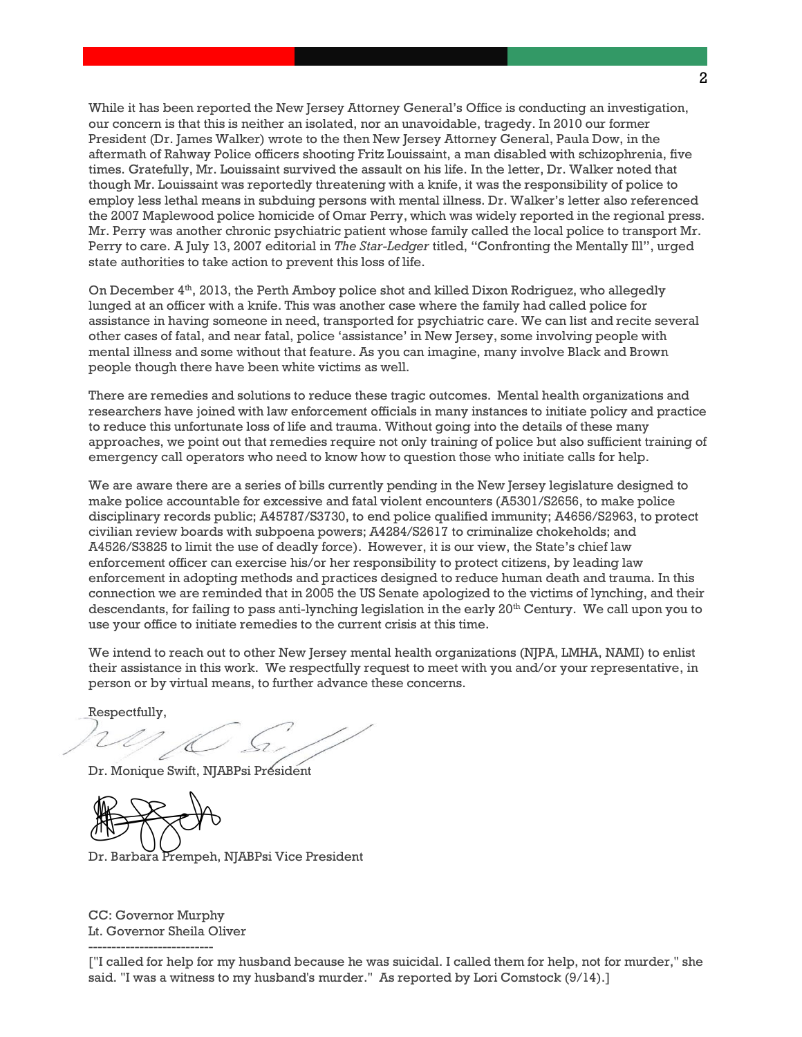While it has been reported the New Jersey Attorney General's Office is conducting an investigation, our concern is that this is neither an isolated, nor an unavoidable, tragedy. In 2010 our former President (Dr. James Walker) wrote to the then New Jersey Attorney General, Paula Dow, in the aftermath of Rahway Police officers shooting Fritz Louissaint, a man disabled with schizophrenia, five times. Gratefully, Mr. Louissaint survived the assault on his life. In the letter, Dr. Walker noted that though Mr. Louissaint was reportedly threatening with a knife, it was the responsibility of police to employ less lethal means in subduing persons with mental illness. Dr. Walker's letter also referenced the 2007 Maplewood police homicide of Omar Perry, which was widely reported in the regional press. Mr. Perry was another chronic psychiatric patient whose family called the local police to transport Mr. Perry to care. A July 13, 2007 editorial in *The Star-Ledger* titled, "Confronting the Mentally Ill", urged state authorities to take action to prevent this loss of life.

On December 4th, 2013, the Perth Amboy police shot and killed Dixon Rodriguez, who allegedly lunged at an officer with a knife. This was another case where the family had called police for assistance in having someone in need, transported for psychiatric care. We can list and recite several other cases of fatal, and near fatal, police 'assistance' in New Jersey, some involving people with mental illness and some without that feature. As you can imagine, many involve Black and Brown people though there have been white victims as well.

There are remedies and solutions to reduce these tragic outcomes. Mental health organizations and researchers have joined with law enforcement officials in many instances to initiate policy and practice to reduce this unfortunate loss of life and trauma. Without going into the details of these many approaches, we point out that remedies require not only training of police but also sufficient training of emergency call operators who need to know how to question those who initiate calls for help.

We are aware there are a series of bills currently pending in the New Jersey legislature designed to make police accountable for excessive and fatal violent encounters (A5301/S2656, to make police disciplinary records public; A45787/S3730, to end police qualified immunity; A4656/S2963, to protect civilian review boards with subpoena powers; A4284/S2617 to criminalize chokeholds; and A4526/S3825 to limit the use of deadly force). However, it is our view, the State's chief law enforcement officer can exercise his/her responsibility to protect citizens, by leading law enforcement in adopting methods and practices designed to reduce human death and trauma. In this connection we are reminded that in 2005 the US Senate apologized to the victims of lynching, and their descendants, for failing to pass anti-lynching legislation in the early 20th Century. We call upon you to use your office to initiate remedies to the current crisis at this time.

We intend to reach out to other New Jersey mental health organizations (NJPA, LMHA, NAMI) to enlist their assistance in this work. We respectfully request to meet with you and/or your representative, in person or by virtual means, to further advance these concerns.

Respectfully,

Dr. Monique Swift, NJABPsi President

Dr. Barbara Prempeh, NJABPsi Vice President

CC: Governor Murphy
Lt. Governor Sheila Oliver

---------------------------

["I called for help for my husband because he was suicidal. I called them for help, not for murder," she said. "I was a witness to my husband's murder." As reported by Lori Comstock (9/14).]